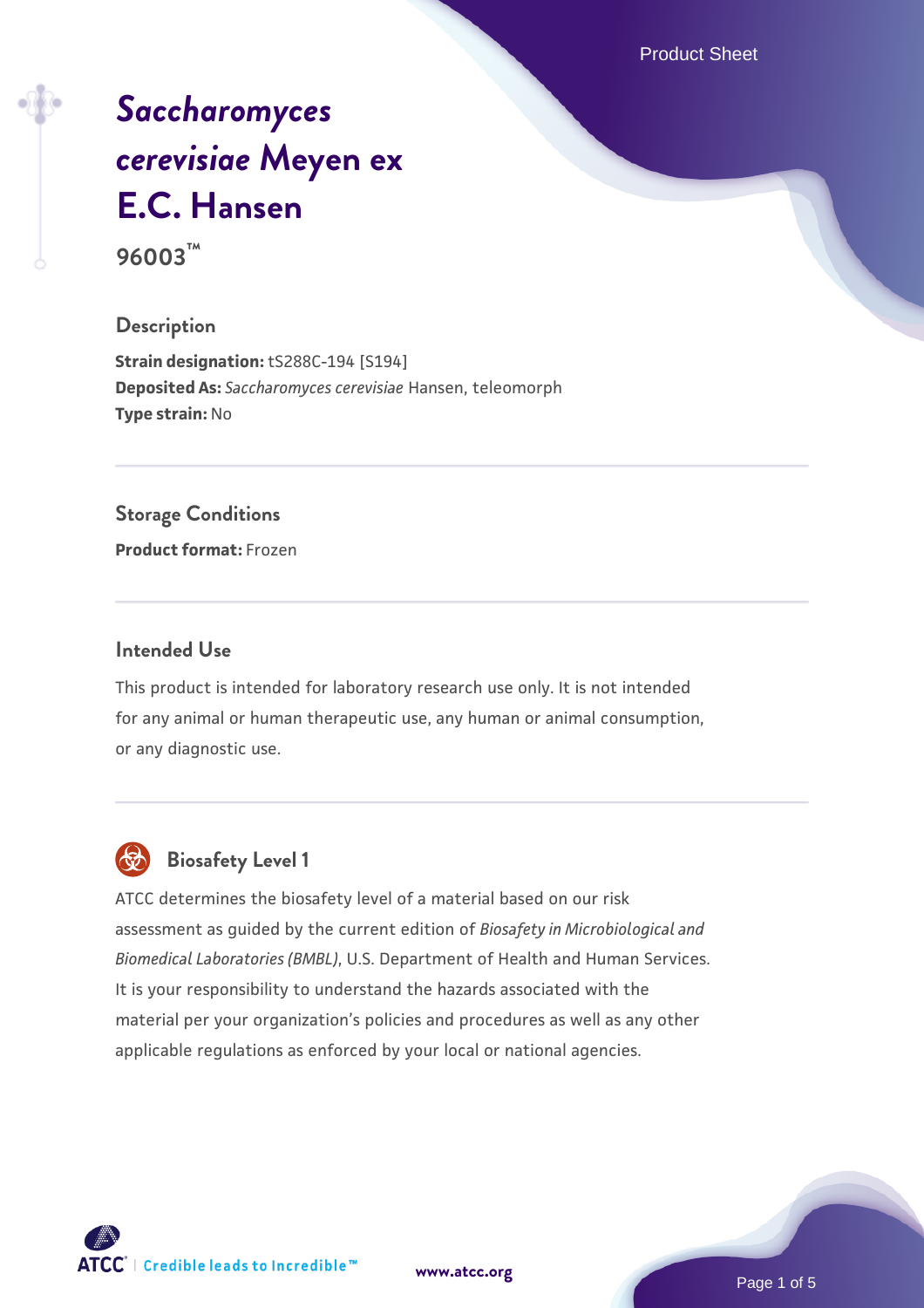# *Saccharomyces cerevisiae* Meyen ex E.C. Hansen

**96003™**

## Description

**Strain designation:** tS288C-194 [S194]
**Deposited As:** *Saccharomyces cerevisiae* Hansen, teleomorph
**Type strain:** No

## Storage Conditions

**Product format:** Frozen

## Intended Use

This product is intended for laboratory research use only. It is not intended for any animal or human therapeutic use, any human or animal consumption, or any diagnostic use.

## Biosafety Level 1

ATCC determines the biosafety level of a material based on our risk assessment as guided by the current edition of *Biosafety in Microbiological and Biomedical Laboratories (BMBL)*, U.S. Department of Health and Human Services. It is your responsibility to understand the hazards associated with the material per your organization's policies and procedures as well as any other applicable regulations as enforced by your local or national agencies.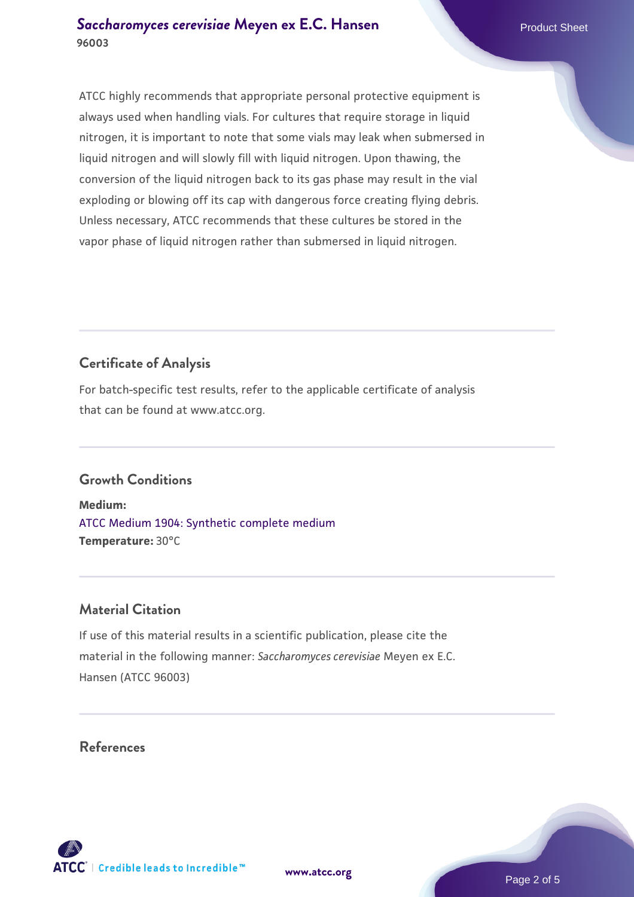ATCC highly recommends that appropriate personal protective equipment is always used when handling vials. For cultures that require storage in liquid nitrogen, it is important to note that some vials may leak when submersed in liquid nitrogen and will slowly fill with liquid nitrogen. Upon thawing, the conversion of the liquid nitrogen back to its gas phase may result in the vial exploding or blowing off its cap with dangerous force creating flying debris. Unless necessary, ATCC recommends that these cultures be stored in the vapor phase of liquid nitrogen rather than submersed in liquid nitrogen.

## Certificate of Analysis

For batch-specific test results, refer to the applicable certificate of analysis that can be found at www.atcc.org.

## Growth Conditions

**Medium:**
ATCC Medium 1904: Synthetic complete medium
**Temperature:** 30°C

## Material Citation

If use of this material results in a scientific publication, please cite the material in the following manner: *Saccharomyces cerevisiae* Meyen ex E.C. Hansen (ATCC 96003)

## References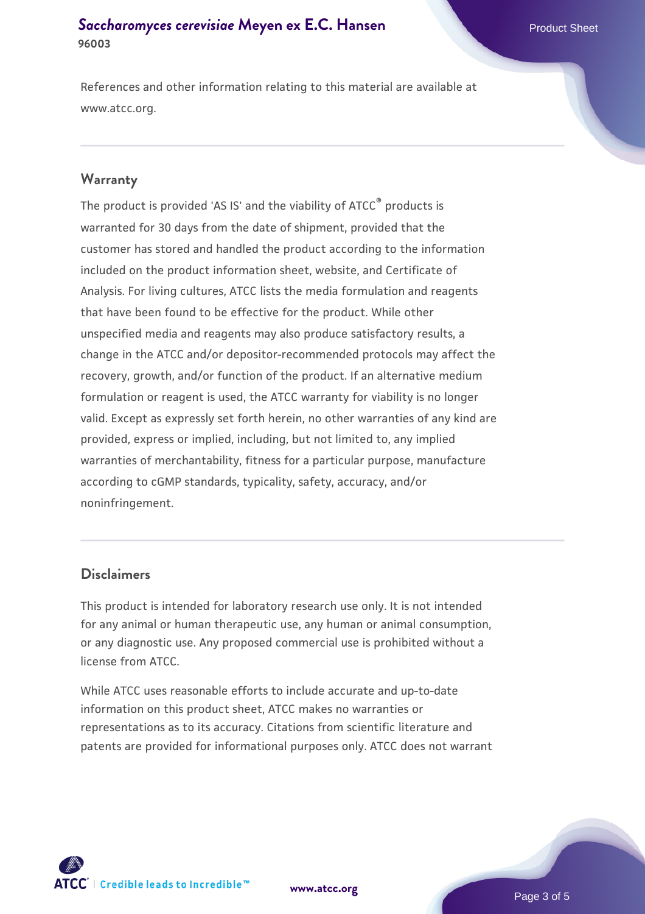References and other information relating to this material are available at www.atcc.org.

## Warranty

The product is provided 'AS IS' and the viability of ATCC® products is warranted for 30 days from the date of shipment, provided that the customer has stored and handled the product according to the information included on the product information sheet, website, and Certificate of Analysis. For living cultures, ATCC lists the media formulation and reagents that have been found to be effective for the product. While other unspecified media and reagents may also produce satisfactory results, a change in the ATCC and/or depositor-recommended protocols may affect the recovery, growth, and/or function of the product. If an alternative medium formulation or reagent is used, the ATCC warranty for viability is no longer valid. Except as expressly set forth herein, no other warranties of any kind are provided, express or implied, including, but not limited to, any implied warranties of merchantability, fitness for a particular purpose, manufacture according to cGMP standards, typicality, safety, accuracy, and/or noninfringement.

## Disclaimers

This product is intended for laboratory research use only. It is not intended for any animal or human therapeutic use, any human or animal consumption, or any diagnostic use. Any proposed commercial use is prohibited without a license from ATCC.

While ATCC uses reasonable efforts to include accurate and up-to-date information on this product sheet, ATCC makes no warranties or representations as to its accuracy. Citations from scientific literature and patents are provided for informational purposes only. ATCC does not warrant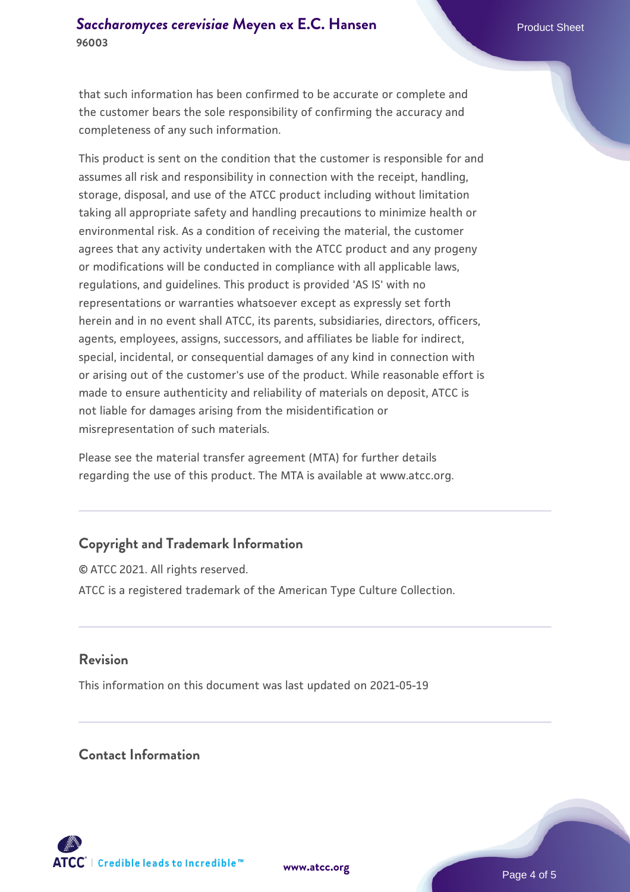that such information has been confirmed to be accurate or complete and the customer bears the sole responsibility of confirming the accuracy and completeness of any such information.

This product is sent on the condition that the customer is responsible for and assumes all risk and responsibility in connection with the receipt, handling, storage, disposal, and use of the ATCC product including without limitation taking all appropriate safety and handling precautions to minimize health or environmental risk. As a condition of receiving the material, the customer agrees that any activity undertaken with the ATCC product and any progeny or modifications will be conducted in compliance with all applicable laws, regulations, and guidelines. This product is provided 'AS IS' with no representations or warranties whatsoever except as expressly set forth herein and in no event shall ATCC, its parents, subsidiaries, directors, officers, agents, employees, assigns, successors, and affiliates be liable for indirect, special, incidental, or consequential damages of any kind in connection with or arising out of the customer's use of the product. While reasonable effort is made to ensure authenticity and reliability of materials on deposit, ATCC is not liable for damages arising from the misidentification or misrepresentation of such materials.

Please see the material transfer agreement (MTA) for further details regarding the use of this product. The MTA is available at www.atcc.org.

## Copyright and Trademark Information

© ATCC 2021. All rights reserved.

ATCC is a registered trademark of the American Type Culture Collection.

## Revision

This information on this document was last updated on 2021-05-19

## Contact Information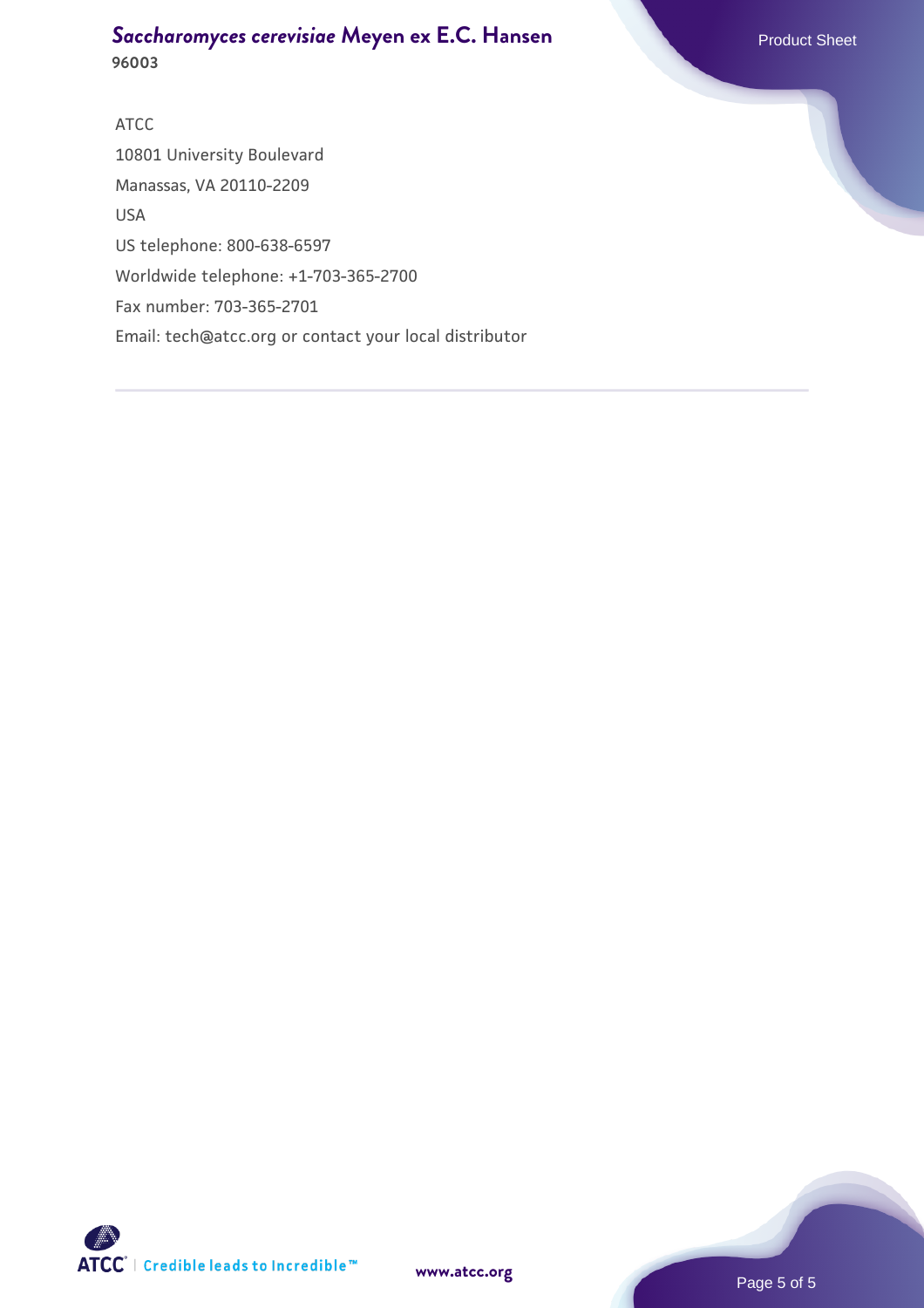ATCC

10801 University Boulevard

Manassas, VA 20110-2209

USA

US telephone: 800-638-6597

Worldwide telephone: +1-703-365-2700

Fax number: 703-365-2701

Email: tech@atcc.org or contact your local distributor